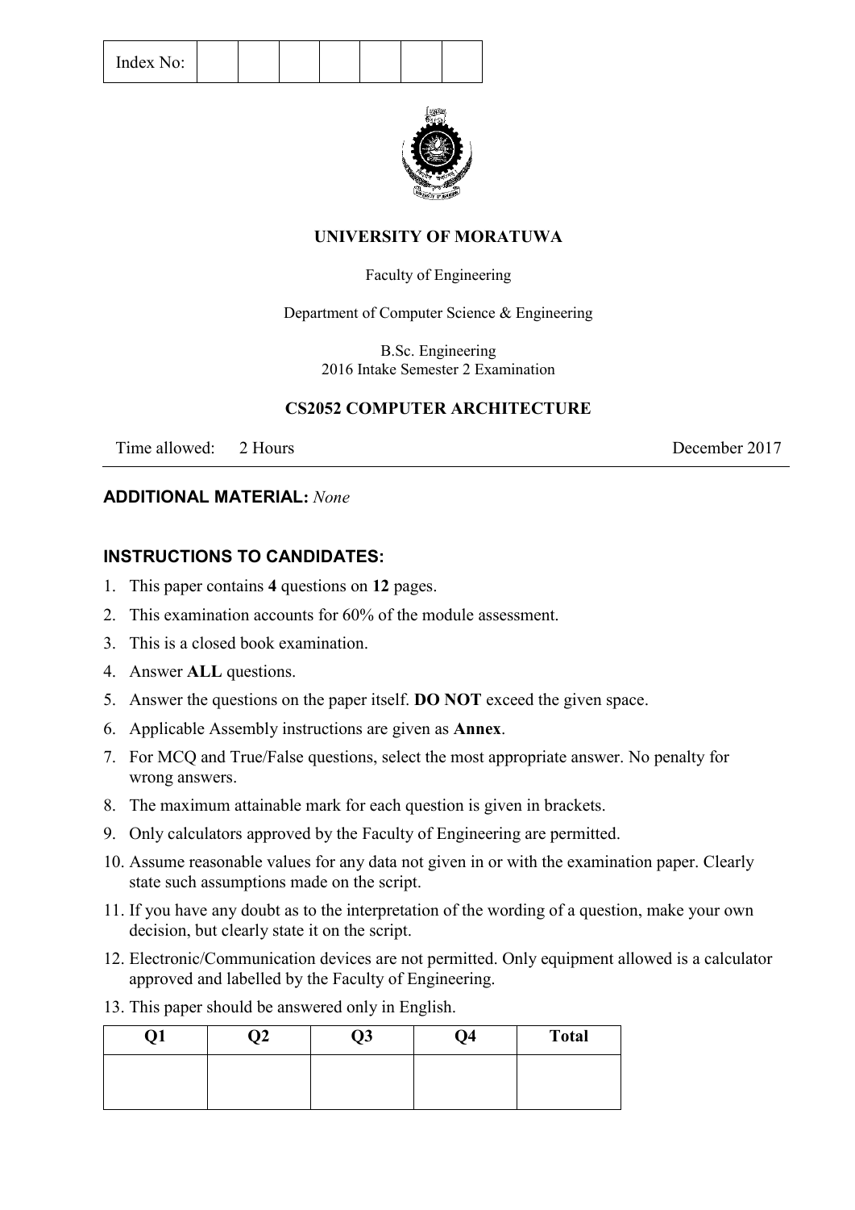| Index No: | | | | | | | |
|---|---|---|---|---|---|---|---|

**UNIVERSITY OF MORATUWA**

Faculty of Engineering

Department of Computer Science & Engineering

B.Sc. Engineering
2016 Intake Semester 2 Examination

**CS2052 COMPUTER ARCHITECTURE**

Time allowed: 2 Hours December 2017

**ADDITIONAL MATERIAL:** *None*

**INSTRUCTIONS TO CANDIDATES:**

1. This paper contains **4** questions on **12** pages.
2. This examination accounts for 60% of the module assessment.
3. This is a closed book examination.
4. Answer **ALL** questions.
5. Answer the questions on the paper itself. **DO NOT** exceed the given space.
6. Applicable Assembly instructions are given as **Annex**.
7. For MCQ and True/False questions, select the most appropriate answer. No penalty for wrong answers.
8. The maximum attainable mark for each question is given in brackets.
9. Only calculators approved by the Faculty of Engineering are permitted.
10. Assume reasonable values for any data not given in or with the examination paper. Clearly state such assumptions made on the script.
11. If you have any doubt as to the interpretation of the wording of a question, make your own decision, but clearly state it on the script.
12. Electronic/Communication devices are not permitted. Only equipment allowed is a calculator approved and labelled by the Faculty of Engineering.
13. This paper should be answered only in English.

| Q1 | Q2 | Q3 | Q4 | Total |
|---|---|---|---|---|
| | | | | |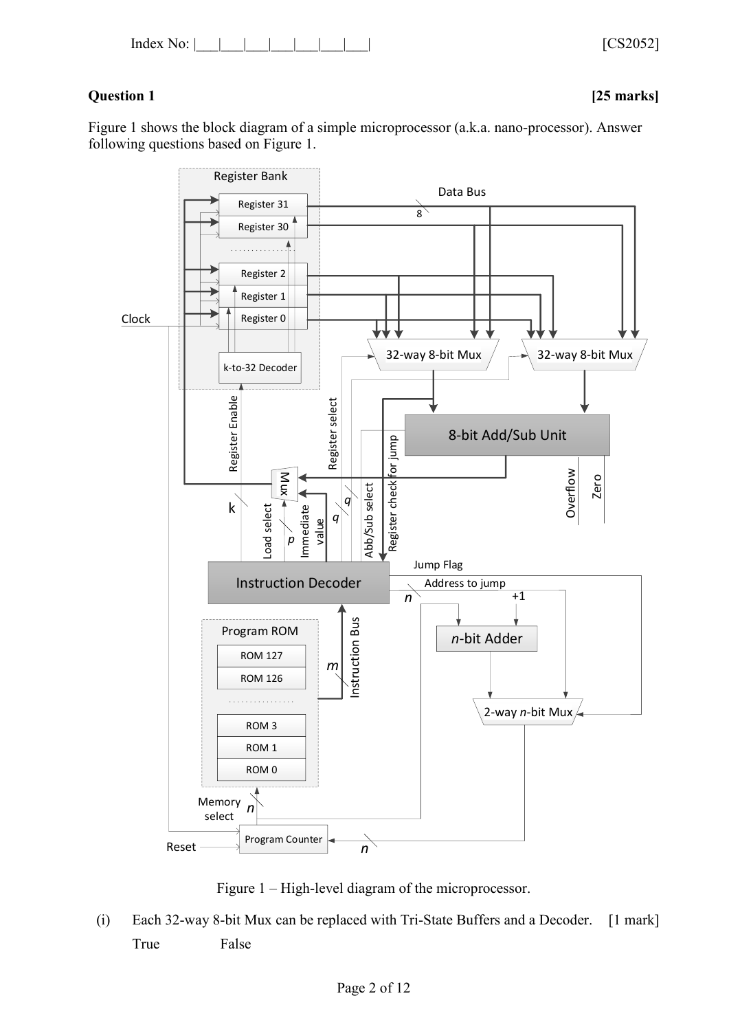**Question 1** **[25 marks]**

Figure 1 shows the block diagram of a simple microprocessor (a.k.a. nano-processor). Answer following questions based on Figure 1.

Figure 1 – High-level diagram of the microprocessor.

(i) Each 32-way 8-bit Mux can be replaced with Tri-State Buffers and a Decoder. [1 mark]

True False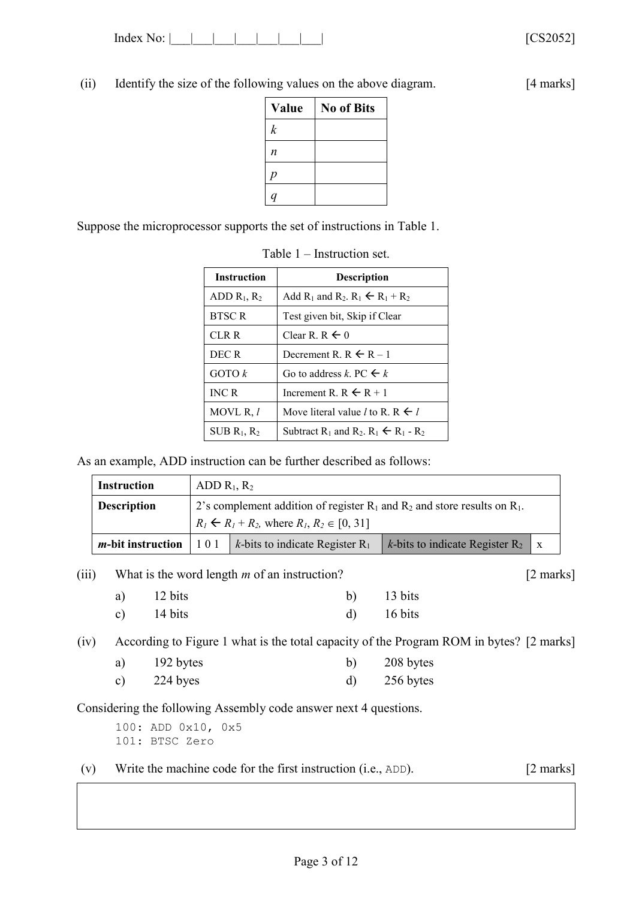(ii) Identify the size of the following values on the above diagram. [4 marks]

| Value | No of Bits |
|---|---|
| $k$ | |
| $n$ | |
| $p$ | |
| $q$ | |

Suppose the microprocessor supports the set of instructions in Table 1.

Table 1 – Instruction set.

| Instruction | Description |
|---|---|
| ADD $R_1$, $R_2$ | Add $R_1$ and $R_2$. $R_1 \leftarrow R_1 + R_2$ |
| BTSC R | Test given bit, Skip if Clear |
| CLR R | Clear R. $R \leftarrow 0$ |
| DEC R | Decrement R. $R \leftarrow R - 1$ |
| GOTO $k$ | Go to address $k$. $PC \leftarrow k$ |
| INC R | Increment R. $R \leftarrow R + 1$ |
| MOVL R, $l$ | Move literal value $l$ to R. $R \leftarrow l$ |
| SUB $R_1$, $R_2$ | Subtract $R_1$ and $R_2$. $R_1 \leftarrow R_1 - R_2$ |

As an example, ADD instruction can be further described as follows:

| **Instruction** | ADD $R_1$, $R_2$ | | | |
|---|---|---|---|---|
| **Description** | 2's complement addition of register $R_1$ and $R_2$ and store results on $R_1$. $R_1 \leftarrow R_1 + R_2$, where $R_1, R_2 \in [0, 31]$ | | | |
| ***m*-bit instruction** | 1 0 1 | $k$-bits to indicate Register $R_1$ | $k$-bits to indicate Register $R_2$ | x |

(iii) What is the word length $m$ of an instruction? [2 marks]

a) 12 bits
b) 13 bits
c) 14 bits
d) 16 bits

(iv) According to Figure 1 what is the total capacity of the Program ROM in bytes? [2 marks]

a) 192 bytes
b) 208 bytes
c) 224 byes
d) 256 bytes

Considering the following Assembly code answer next 4 questions.

```
100: ADD 0x10, 0x5
101: BTSC Zero
```

(v) Write the machine code for the first instruction (i.e., ADD). [2 marks]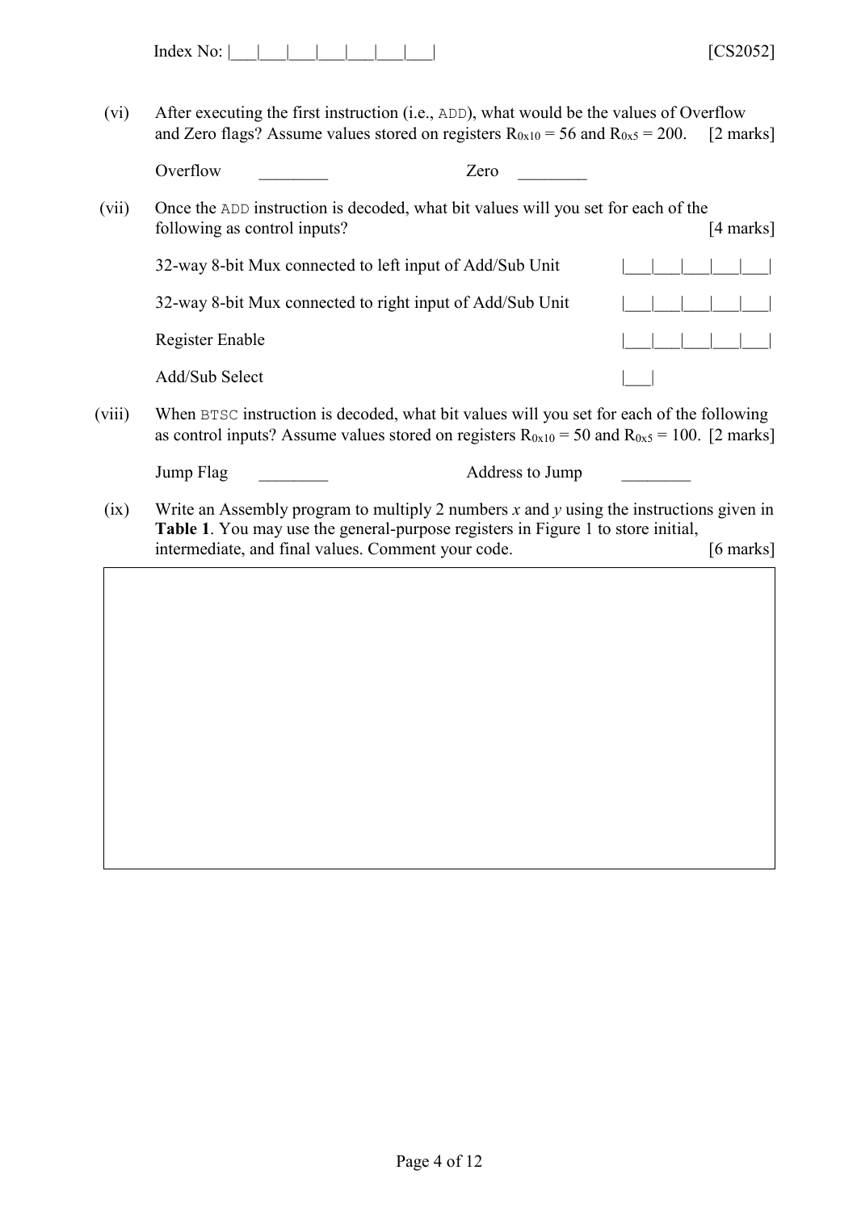(vi) After executing the first instruction (i.e., ADD), what would be the values of Overflow and Zero flags? Assume values stored on registers $R_{0x10} = 56$ and $R_{0x5} = 200$. [2 marks]

Overflow ________ Zero ________

(vii) Once the ADD instruction is decoded, what bit values will you set for each of the following as control inputs? [4 marks]

32-way 8-bit Mux connected to left input of Add/Sub Unit |___|___|___|___|___|

32-way 8-bit Mux connected to right input of Add/Sub Unit |___|___|___|___|___|

Register Enable |___|___|___|___|___|

Add/Sub Select |___|

(viii) When BTSC instruction is decoded, what bit values will you set for each of the following as control inputs? Assume values stored on registers $R_{0x10} = 50$ and $R_{0x5} = 100$. [2 marks]

Jump Flag ________ Address to Jump ________

(ix) Write an Assembly program to multiply 2 numbers $x$ and $y$ using the instructions given in **Table 1**. You may use the general-purpose registers in Figure 1 to store initial, intermediate, and final values. Comment your code. [6 marks]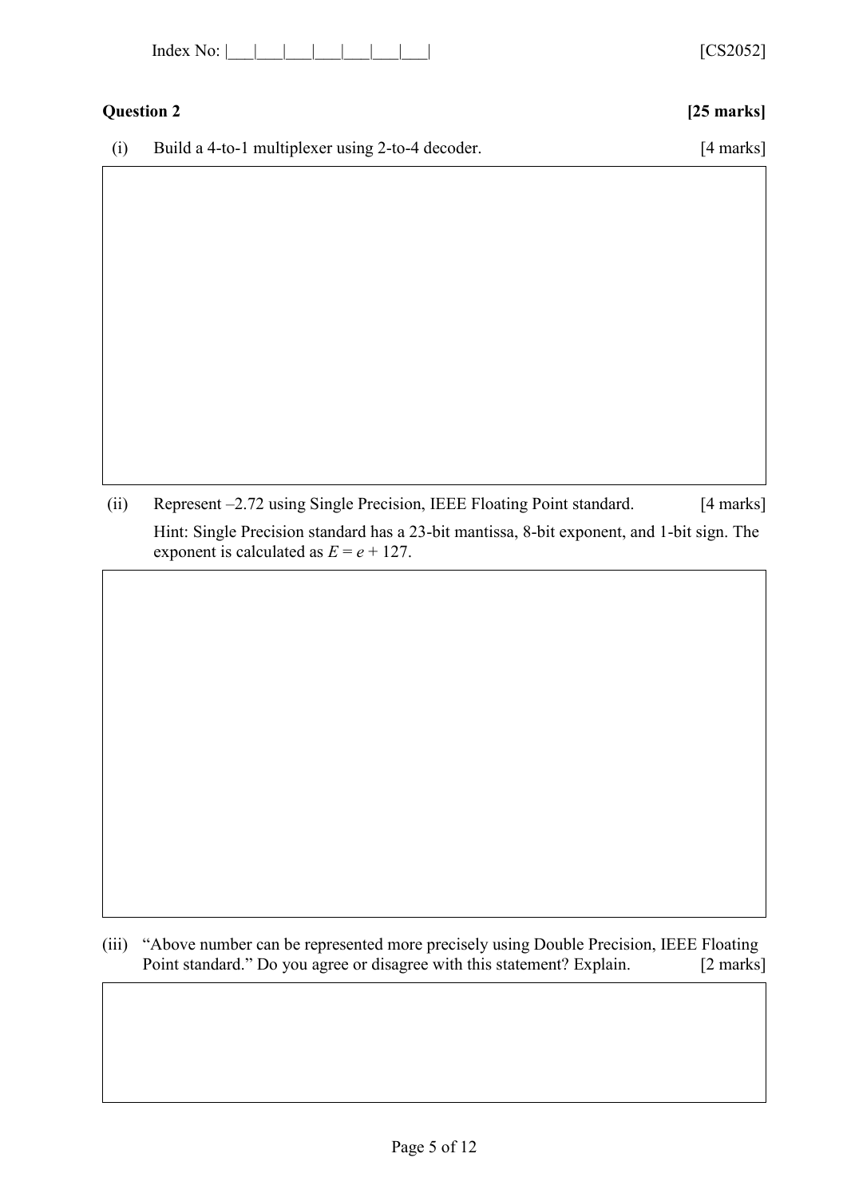Index No: |___|___|___|___|___|___|___|___| [CS2052]

**Question 2** **[25 marks]**

(i) Build a 4-to-1 multiplexer using 2-to-4 decoder. [4 marks]

(ii) Represent –2.72 using Single Precision, IEEE Floating Point standard. [4 marks]

Hint: Single Precision standard has a 23-bit mantissa, 8-bit exponent, and 1-bit sign. The exponent is calculated as $E = e + 127$.

(iii) "Above number can be represented more precisely using Double Precision, IEEE Floating Point standard." Do you agree or disagree with this statement? Explain. [2 marks]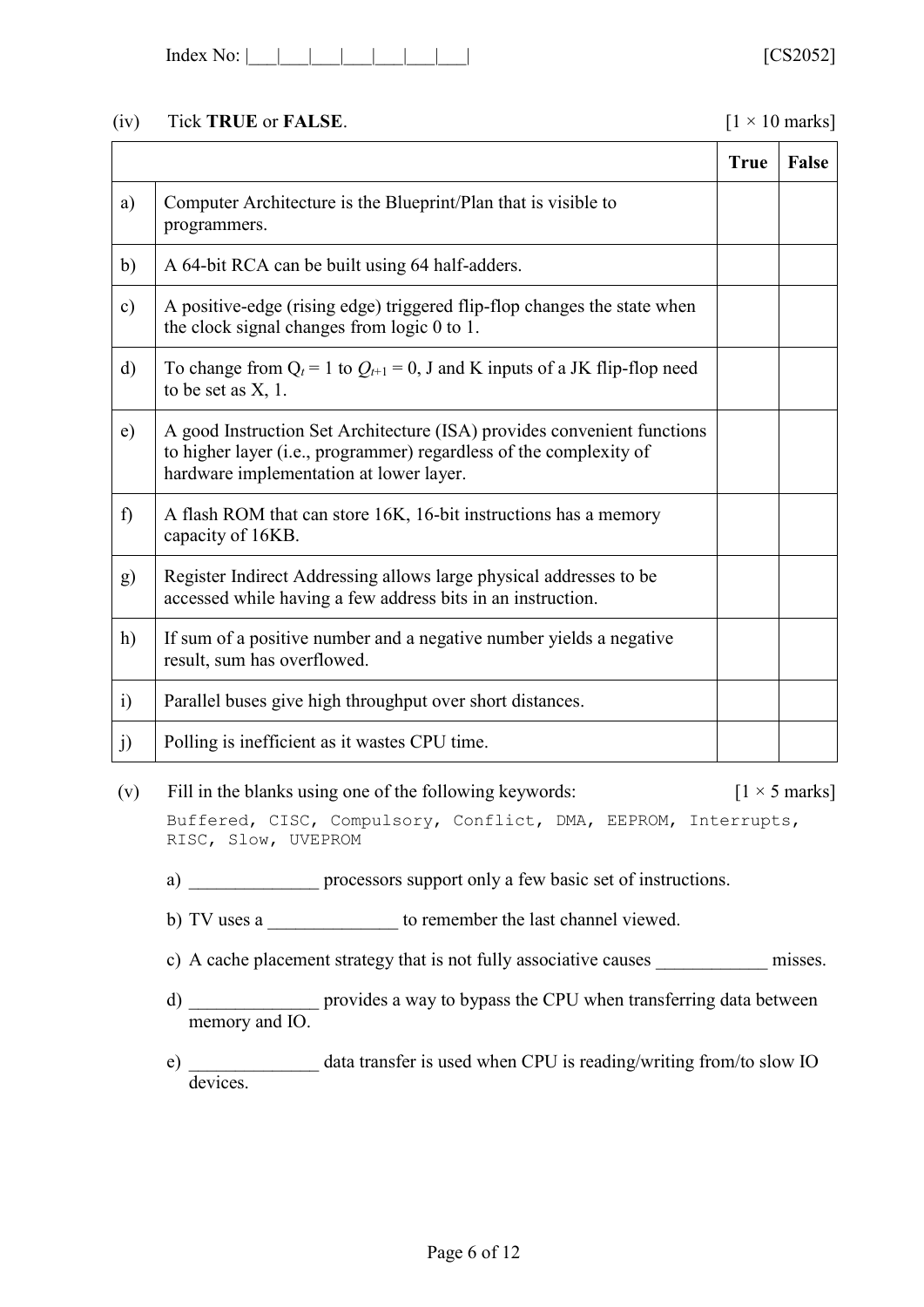(iv) Tick **TRUE** or **FALSE**. [1 × 10 marks]

| | | True | False |
|---|---|---|---|
| a) | Computer Architecture is the Blueprint/Plan that is visible to programmers. | | |
| b) | A 64-bit RCA can be built using 64 half-adders. | | |
| c) | A positive-edge (rising edge) triggered flip-flop changes the state when the clock signal changes from logic 0 to 1. | | |
| d) | To change from $Q_t = 1$ to $Q_{t+1} = 0$, J and K inputs of a JK flip-flop need to be set as X, 1. | | |
| e) | A good Instruction Set Architecture (ISA) provides convenient functions to higher layer (i.e., programmer) regardless of the complexity of hardware implementation at lower layer. | | |
| f) | A flash ROM that can store 16K, 16-bit instructions has a memory capacity of 16KB. | | |
| g) | Register Indirect Addressing allows large physical addresses to be accessed while having a few address bits in an instruction. | | |
| h) | If sum of a positive number and a negative number yields a negative result, sum has overflowed. | | |
| i) | Parallel buses give high throughput over short distances. | | |
| j) | Polling is inefficient as it wastes CPU time. | | |

(v) Fill in the blanks using one of the following keywords: [1 × 5 marks]

`Buffered, CISC, Compulsory, Conflict, DMA, EEPROM, Interrupts, RISC, Slow, UVEPROM`

a) ______________ processors support only a few basic set of instructions.

b) TV uses a ______________ to remember the last channel viewed.

c) A cache placement strategy that is not fully associative causes ____________ misses.

d) ______________ provides a way to bypass the CPU when transferring data between memory and IO.

e) ______________ data transfer is used when CPU is reading/writing from/to slow IO devices.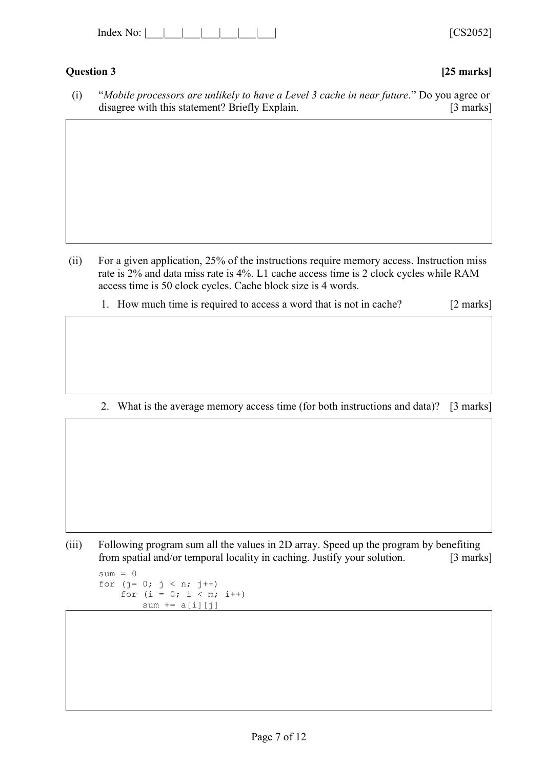## Question 3 **[25 marks]**

(i) "*Mobile processors are unlikely to have a Level 3 cache in near future*." Do you agree or disagree with this statement? Briefly Explain. [3 marks]

(ii) For a given application, 25% of the instructions require memory access. Instruction miss rate is 2% and data miss rate is 4%. L1 cache access time is 2 clock cycles while RAM access time is 50 clock cycles. Cache block size is 4 words.

1. How much time is required to access a word that is not in cache? [2 marks]

2. What is the average memory access time (for both instructions and data)? [3 marks]

(iii) Following program sum all the values in 2D array. Speed up the program by benefiting from spatial and/or temporal locality in caching. Justify your solution. [3 marks]

```
sum = 0
for (j= 0; j < n; j++)
    for (i = 0; i < m; i++)
        sum += a[i][j]
```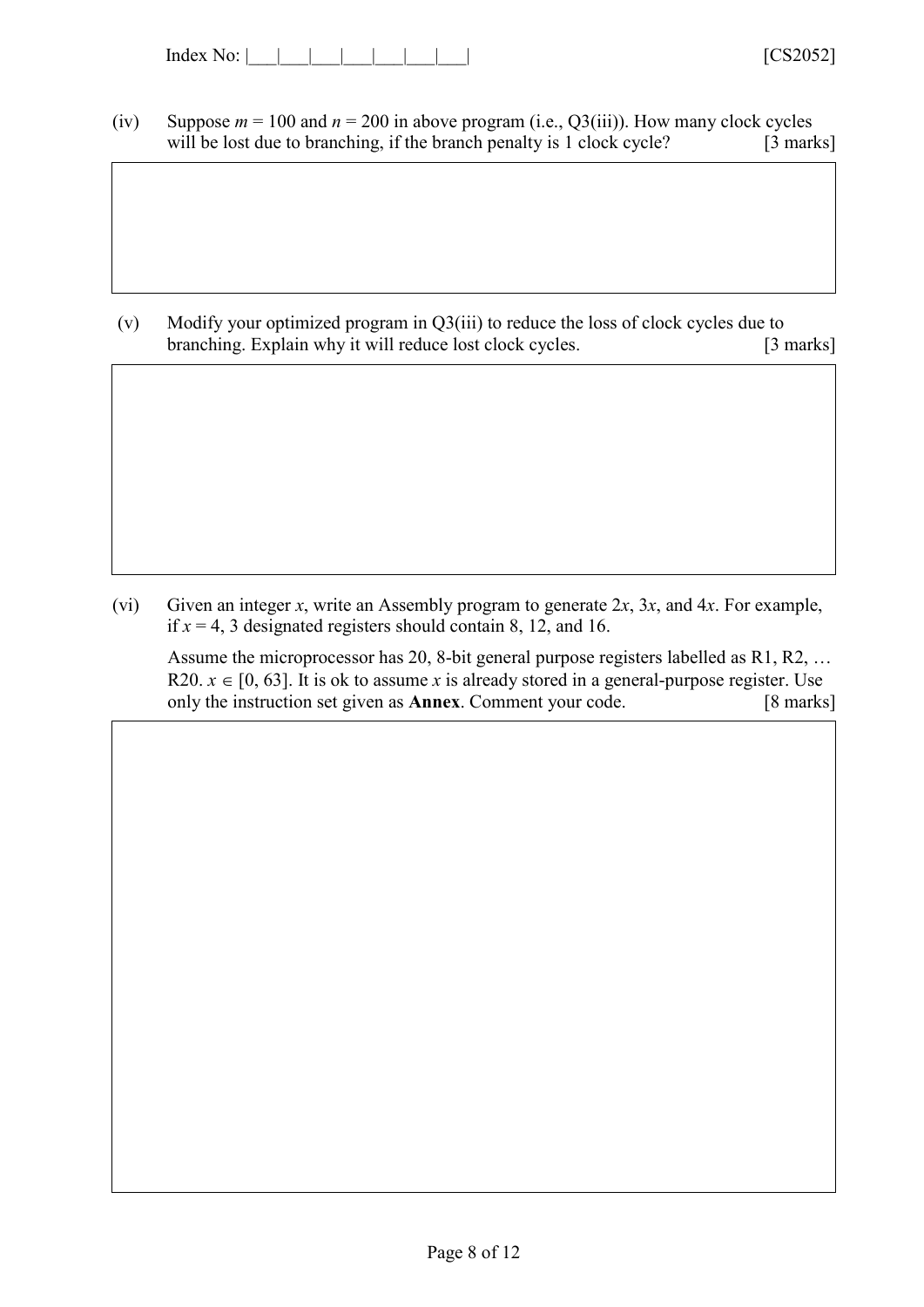(iv) Suppose $m = 100$ and $n = 200$ in above program (i.e., Q3(iii)). How many clock cycles will be lost due to branching, if the branch penalty is 1 clock cycle? [3 marks]

(v) Modify your optimized program in Q3(iii) to reduce the loss of clock cycles due to branching. Explain why it will reduce lost clock cycles. [3 marks]

(vi) Given an integer $x$, write an Assembly program to generate $2x$, $3x$, and $4x$. For example, if $x = 4$, 3 designated registers should contain 8, 12, and 16.

Assume the microprocessor has 20, 8-bit general purpose registers labelled as R1, R2, … R20. $x \in [0, 63]$. It is ok to assume $x$ is already stored in a general-purpose register. Use only the instruction set given as **Annex**. Comment your code. [8 marks]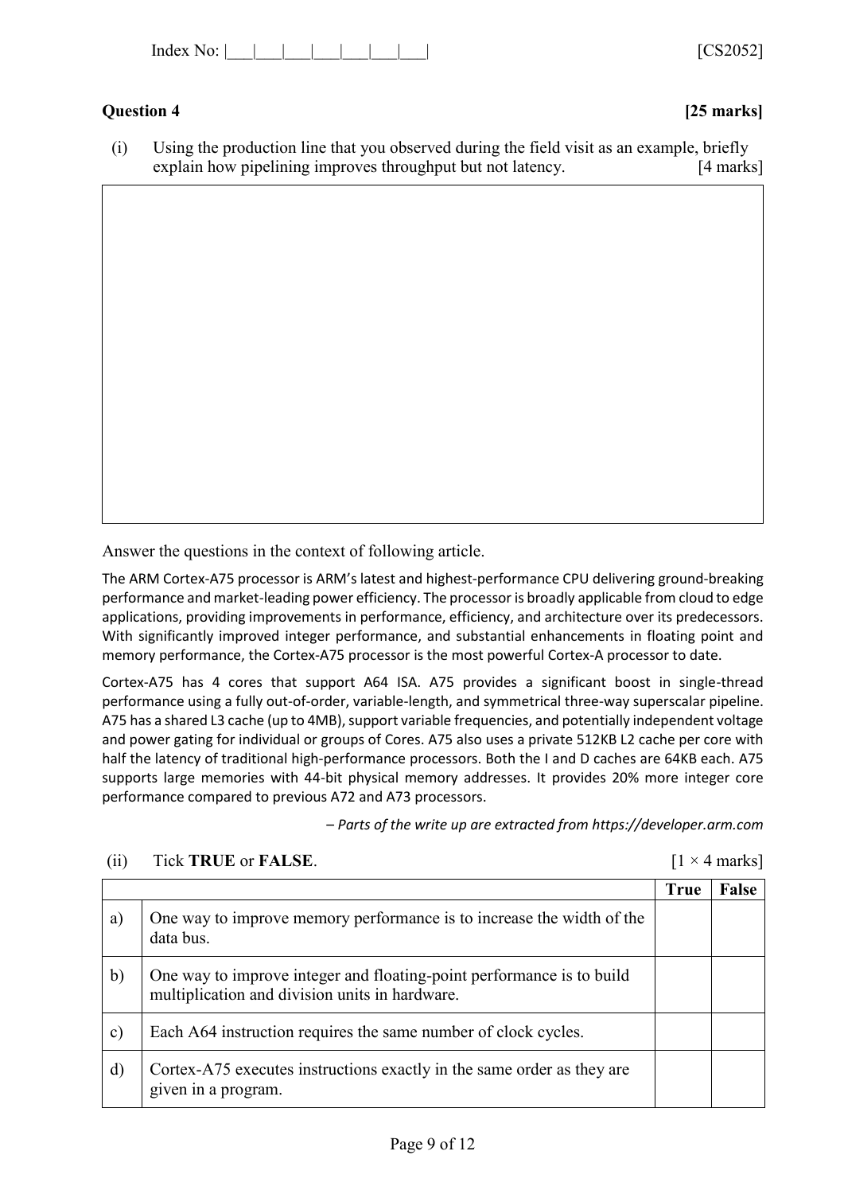**Question 4** **[25 marks]**

(i) Using the production line that you observed during the field visit as an example, briefly explain how pipelining improves throughput but not latency. [4 marks]

Answer the questions in the context of following article.

The ARM Cortex-A75 processor is ARM's latest and highest-performance CPU delivering ground-breaking performance and market-leading power efficiency. The processor is broadly applicable from cloud to edge applications, providing improvements in performance, efficiency, and architecture over its predecessors. With significantly improved integer performance, and substantial enhancements in floating point and memory performance, the Cortex-A75 processor is the most powerful Cortex-A processor to date.

Cortex-A75 has 4 cores that support A64 ISA. A75 provides a significant boost in single-thread performance using a fully out-of-order, variable-length, and symmetrical three-way superscalar pipeline. A75 has a shared L3 cache (up to 4MB), support variable frequencies, and potentially independent voltage and power gating for individual or groups of Cores. A75 also uses a private 512KB L2 cache per core with half the latency of traditional high-performance processors. Both the I and D caches are 64KB each. A75 supports large memories with 44-bit physical memory addresses. It provides 20% more integer core performance compared to previous A72 and A73 processors.

*– Parts of the write up are extracted from https://developer.arm.com*

(ii) Tick **TRUE** or **FALSE**. [1 × 4 marks]

| | | **True** | **False** |
|---|---|---|---|
| a) | One way to improve memory performance is to increase the width of the data bus. | | |
| b) | One way to improve integer and floating-point performance is to build multiplication and division units in hardware. | | |
| c) | Each A64 instruction requires the same number of clock cycles. | | |
| d) | Cortex-A75 executes instructions exactly in the same order as they are given in a program. | | |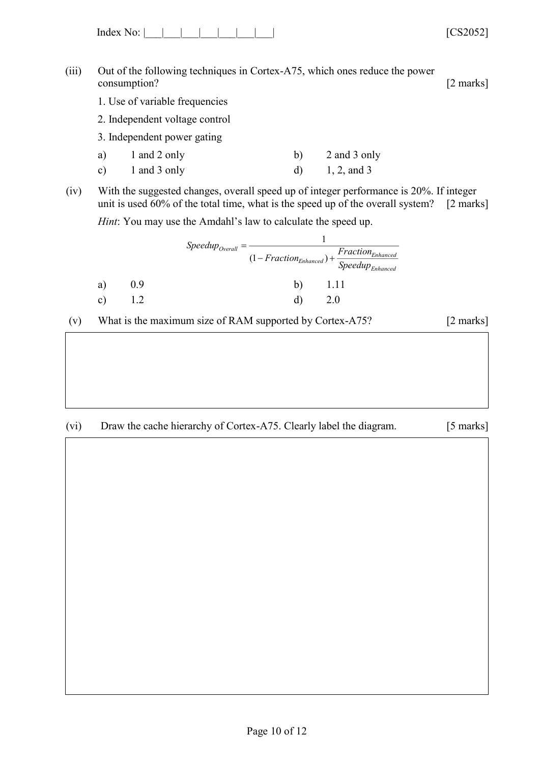(iii) Out of the following techniques in Cortex-A75, which ones reduce the power consumption? [2 marks]

1. Use of variable frequencies
2. Independent voltage control
3. Independent power gating

| | | | |
|---|---|---|---|
| a) | 1 and 2 only | b) | 2 and 3 only |
| c) | 1 and 3 only | d) | 1, 2, and 3 |

(iv) With the suggested changes, overall speed up of integer performance is 20%. If integer unit is used 60% of the total time, what is the speed up of the overall system? [2 marks]

*Hint*: You may use the Amdahl's law to calculate the speed up.

$$Speedup_{Overall} = \frac{1}{(1 - Fraction_{Enhanced}) + \frac{Fraction_{Enhanced}}{Speedup_{Enhanced}}}$$

| | | | |
|---|---|---|---|
| a) | 0.9 | b) | 1.11 |
| c) | 1.2 | d) | 2.0 |

(v) What is the maximum size of RAM supported by Cortex-A75? [2 marks]

(vi) Draw the cache hierarchy of Cortex-A75. Clearly label the diagram. [5 marks]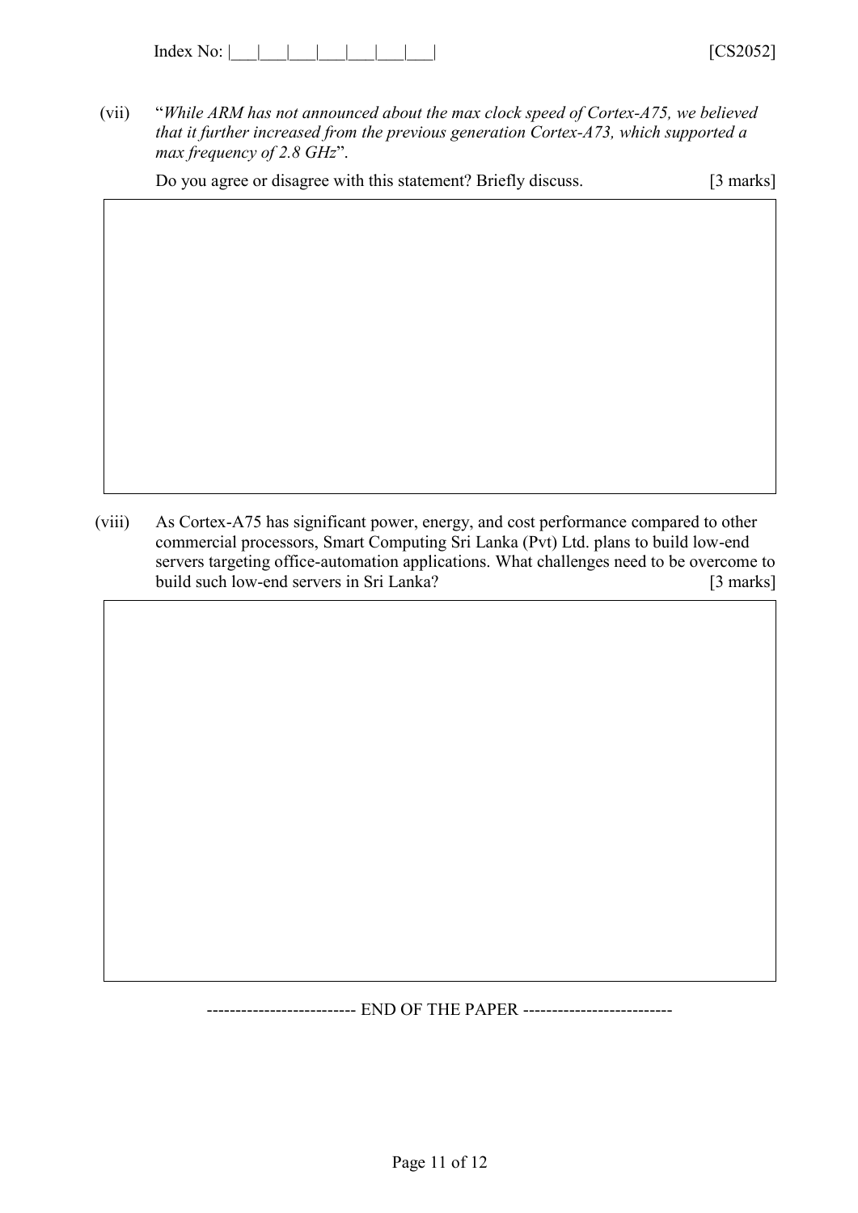(vii) "*While ARM has not announced about the max clock speed of Cortex-A75, we believed that it further increased from the previous generation Cortex-A73, which supported a max frequency of 2.8 GHz*".

Do you agree or disagree with this statement? Briefly discuss. [3 marks]

(viii) As Cortex-A75 has significant power, energy, and cost performance compared to other commercial processors, Smart Computing Sri Lanka (Pvt) Ltd. plans to build low-end servers targeting office-automation applications. What challenges need to be overcome to build such low-end servers in Sri Lanka? [3 marks]

------------------------- END OF THE PAPER -------------------------